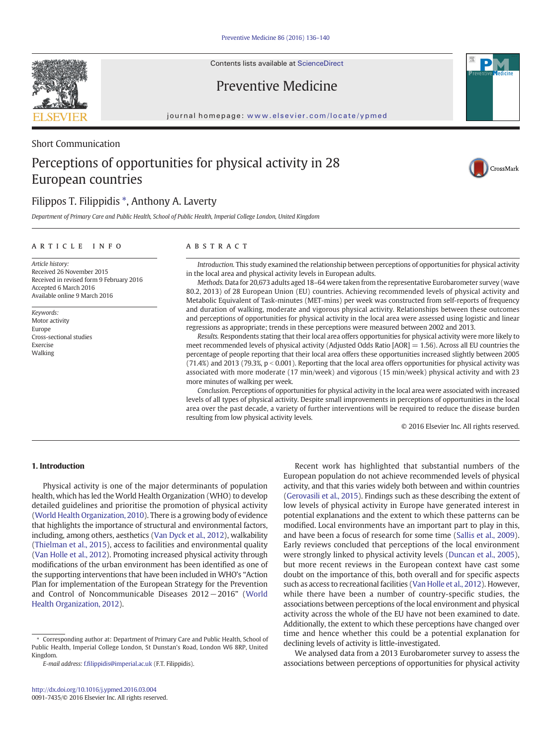Short Communication

# Perceptions of opportunities for physical activity in 28 European countries

Filippos T. Filippidis *, Anthony A. Laverty

*Department of Primary Care and Public Health, School of Public Health, Imperial College London, United Kingdom*

## ARTICLE INFO

*Article history:*
Received 26 November 2015
Received in revised form 9 February 2016
Accepted 6 March 2016
Available online 9 March 2016

*Keywords:*
Motor activity
Europe
Cross-sectional studies
Exercise
Walking

## ABSTRACT

*Introduction.* This study examined the relationship between perceptions of opportunities for physical activity in the local area and physical activity levels in European adults.

*Methods.* Data for 20,673 adults aged 18–64 were taken from the representative Eurobarometer survey (wave 80.2, 2013) of 28 European Union (EU) countries. Achieving recommended levels of physical activity and Metabolic Equivalent of Task-minutes (MET-mins) per week was constructed from self-reports of frequency and duration of walking, moderate and vigorous physical activity. Relationships between these outcomes and perceptions of opportunities for physical activity in the local area were assessed using logistic and linear regressions as appropriate; trends in these perceptions were measured between 2002 and 2013.

*Results.* Respondents stating that their local area offers opportunities for physical activity were more likely to meet recommended levels of physical activity (Adjusted Odds Ratio [AOR] = 1.56). Across all EU countries the percentage of people reporting that their local area offers these opportunities increased slightly between 2005 (71.4%) and 2013 (79.3%, $p < 0.001$). Reporting that the local area offers opportunities for physical activity was associated with more moderate (17 min/week) and vigorous (15 min/week) physical activity and with 23 more minutes of walking per week.

*Conclusion.* Perceptions of opportunities for physical activity in the local area were associated with increased levels of all types of physical activity. Despite small improvements in perceptions of opportunities in the local area over the past decade, a variety of further interventions will be required to reduce the disease burden resulting from low physical activity levels.

© 2016 Elsevier Inc. All rights reserved.

## 1. Introduction

Physical activity is one of the major determinants of population health, which has led the World Health Organization (WHO) to develop detailed guidelines and prioritise the promotion of physical activity (World Health Organization, 2010). There is a growing body of evidence that highlights the importance of structural and environmental factors, including, among others, aesthetics (Van Dyck et al., 2012), walkability (Thielman et al., 2015), access to facilities and environmental quality (Van Holle et al., 2012). Promoting increased physical activity through modifications of the urban environment has been identified as one of the supporting interventions that have been included in WHO's "Action Plan for implementation of the European Strategy for the Prevention and Control of Noncommunicable Diseases 2012 − 2016" (World Health Organization, 2012).

Recent work has highlighted that substantial numbers of the European population do not achieve recommended levels of physical activity, and that this varies widely both between and within countries (Gerovasili et al., 2015). Findings such as these describing the extent of low levels of physical activity in Europe have generated interest in potential explanations and the extent to which these patterns can be modified. Local environments have an important part to play in this, and have been a focus of research for some time (Sallis et al., 2009). Early reviews concluded that perceptions of the local environment were strongly linked to physical activity levels (Duncan et al., 2005), but more recent reviews in the European context have cast some doubt on the importance of this, both overall and for specific aspects such as access to recreational facilities (Van Holle et al., 2012). However, while there have been a number of country-specific studies, the associations between perceptions of the local environment and physical activity across the whole of the EU have not been examined to date. Additionally, the extent to which these perceptions have changed over time and hence whether this could be a potential explanation for declining levels of activity is little-investigated.

We analysed data from a 2013 Eurobarometer survey to assess the associations between perceptions of opportunities for physical activity

* Corresponding author at: Department of Primary Care and Public Health, School of Public Health, Imperial College London, St Dunstan's Road, London W6 8RP, United Kingdom.
*E-mail address:* f.filippidis@imperial.ac.uk (F.T. Filippidis).

http://dx.doi.org/10.1016/j.ypmed.2016.03.004
0091-7435/© 2016 Elsevier Inc. All rights reserved.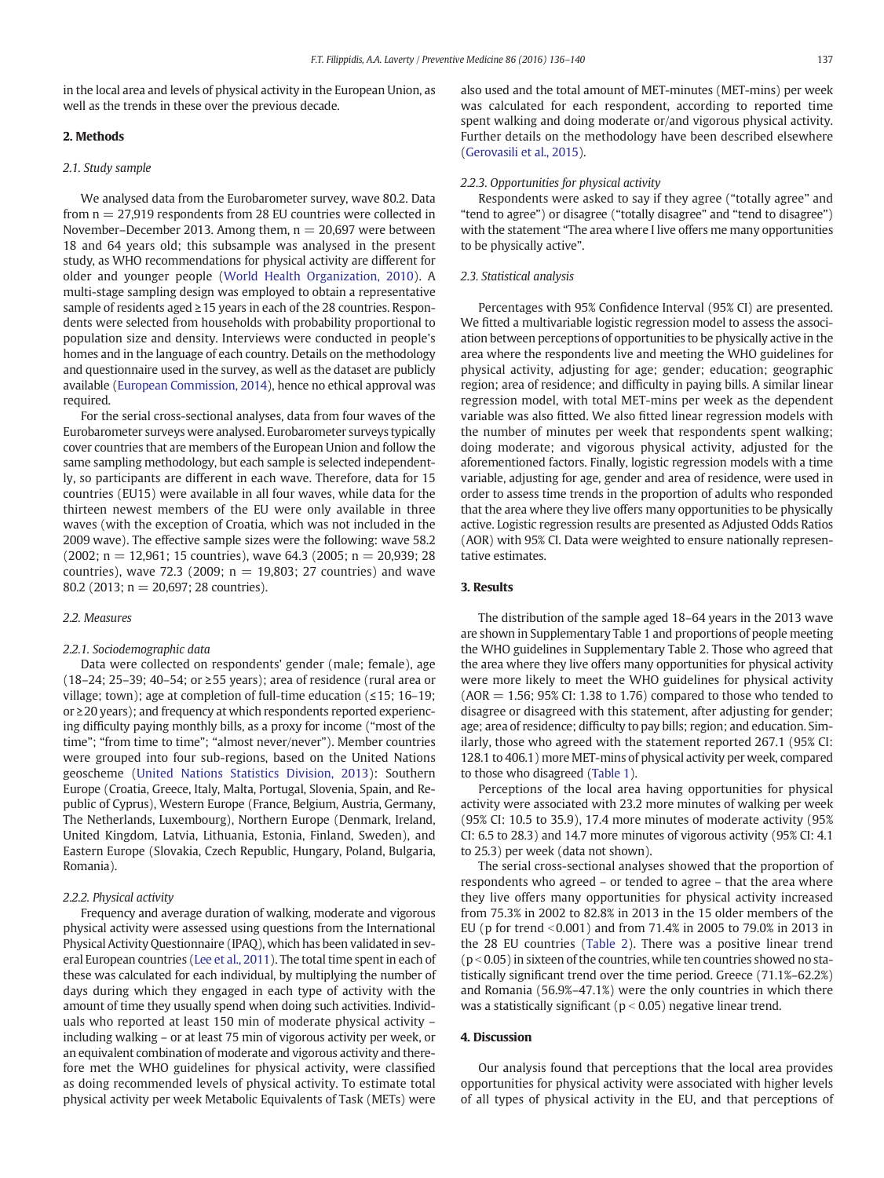in the local area and levels of physical activity in the European Union, as well as the trends in these over the previous decade.

## 2. Methods

### 2.1. Study sample

We analysed data from the Eurobarometer survey, wave 80.2. Data from n = 27,919 respondents from 28 EU countries were collected in November–December 2013. Among them, n = 20,697 were between 18 and 64 years old; this subsample was analysed in the present study, as WHO recommendations for physical activity are different for older and younger people (World Health Organization, 2010). A multi-stage sampling design was employed to obtain a representative sample of residents aged ≥15 years in each of the 28 countries. Respondents were selected from households with probability proportional to population size and density. Interviews were conducted in people's homes and in the language of each country. Details on the methodology and questionnaire used in the survey, as well as the dataset are publicly available (European Commission, 2014), hence no ethical approval was required.

For the serial cross-sectional analyses, data from four waves of the Eurobarometer surveys were analysed. Eurobarometer surveys typically cover countries that are members of the European Union and follow the same sampling methodology, but each sample is selected independently, so participants are different in each wave. Therefore, data for 15 countries (EU15) were available in all four waves, while data for the thirteen newest members of the EU were only available in three waves (with the exception of Croatia, which was not included in the 2009 wave). The effective sample sizes were the following: wave 58.2 (2002; n = 12,961; 15 countries), wave 64.3 (2005; n = 20,939; 28 countries), wave 72.3 (2009; n = 19,803; 27 countries) and wave 80.2 (2013; n = 20,697; 28 countries).

### 2.2. Measures

#### 2.2.1. Sociodemographic data

Data were collected on respondents' gender (male; female), age (18–24; 25–39; 40–54; or ≥55 years); area of residence (rural area or village; town); age at completion of full-time education (≤15; 16–19; or ≥20 years); and frequency at which respondents reported experiencing difficulty paying monthly bills, as a proxy for income ("most of the time"; "from time to time"; "almost never/never"). Member countries were grouped into four sub-regions, based on the United Nations geoscheme (United Nations Statistics Division, 2013): Southern Europe (Croatia, Greece, Italy, Malta, Portugal, Slovenia, Spain, and Republic of Cyprus), Western Europe (France, Belgium, Austria, Germany, The Netherlands, Luxembourg), Northern Europe (Denmark, Ireland, United Kingdom, Latvia, Lithuania, Estonia, Finland, Sweden), and Eastern Europe (Slovakia, Czech Republic, Hungary, Poland, Bulgaria, Romania).

#### 2.2.2. Physical activity

Frequency and average duration of walking, moderate and vigorous physical activity were assessed using questions from the International Physical Activity Questionnaire (IPAQ), which has been validated in several European countries (Lee et al., 2011). The total time spent in each of these was calculated for each individual, by multiplying the number of days during which they engaged in each type of activity with the amount of time they usually spend when doing such activities. Individuals who reported at least 150 min of moderate physical activity – including walking – or at least 75 min of vigorous activity per week, or an equivalent combination of moderate and vigorous activity and therefore met the WHO guidelines for physical activity, were classified as doing recommended levels of physical activity. To estimate total physical activity per week Metabolic Equivalents of Task (METs) were also used and the total amount of MET-minutes (MET-mins) per week was calculated for each respondent, according to reported time spent walking and doing moderate or/and vigorous physical activity. Further details on the methodology have been described elsewhere (Gerovasili et al., 2015).

#### 2.2.3. Opportunities for physical activity

Respondents were asked to say if they agree ("totally agree" and "tend to agree") or disagree ("totally disagree" and "tend to disagree") with the statement "The area where I live offers me many opportunities to be physically active".

### 2.3. Statistical analysis

Percentages with 95% Confidence Interval (95% CI) are presented. We fitted a multivariable logistic regression model to assess the association between perceptions of opportunities to be physically active in the area where the respondents live and meeting the WHO guidelines for physical activity, adjusting for age; gender; education; geographic region; area of residence; and difficulty in paying bills. A similar linear regression model, with total MET-mins per week as the dependent variable was also fitted. We also fitted linear regression models with the number of minutes per week that respondents spent walking; doing moderate; and vigorous physical activity, adjusted for the aforementioned factors. Finally, logistic regression models with a time variable, adjusting for age, gender and area of residence, were used in order to assess time trends in the proportion of adults who responded that the area where they live offers many opportunities to be physically active. Logistic regression results are presented as Adjusted Odds Ratios (AOR) with 95% CI. Data were weighted to ensure nationally representative estimates.

## 3. Results

The distribution of the sample aged 18–64 years in the 2013 wave are shown in Supplementary Table 1 and proportions of people meeting the WHO guidelines in Supplementary Table 2. Those who agreed that the area where they live offers many opportunities for physical activity were more likely to meet the WHO guidelines for physical activity (AOR = 1.56; 95% CI: 1.38 to 1.76) compared to those who tended to disagree or disagreed with this statement, after adjusting for gender; age; area of residence; difficulty to pay bills; region; and education. Similarly, those who agreed with the statement reported 267.1 (95% CI: 128.1 to 406.1) more MET-mins of physical activity per week, compared to those who disagreed (Table 1).

Perceptions of the local area having opportunities for physical activity were associated with 23.2 more minutes of walking per week (95% CI: 10.5 to 35.9), 17.4 more minutes of moderate activity (95% CI: 6.5 to 28.3) and 14.7 more minutes of vigorous activity (95% CI: 4.1 to 25.3) per week (data not shown).

The serial cross-sectional analyses showed that the proportion of respondents who agreed – or tended to agree – that the area where they live offers many opportunities for physical activity increased from 75.3% in 2002 to 82.8% in 2013 in the 15 older members of the EU (p for trend $<0.001$) and from 71.4% in 2005 to 79.0% in 2013 in the 28 EU countries (Table 2). There was a positive linear trend ($p<0.05$) in sixteen of the countries, while ten countries showed no statistically significant trend over the time period. Greece (71.1%–62.2%) and Romania (56.9%–47.1%) were the only countries in which there was a statistically significant ($p<0.05$) negative linear trend.

## 4. Discussion

Our analysis found that perceptions that the local area provides opportunities for physical activity were associated with higher levels of all types of physical activity in the EU, and that perceptions of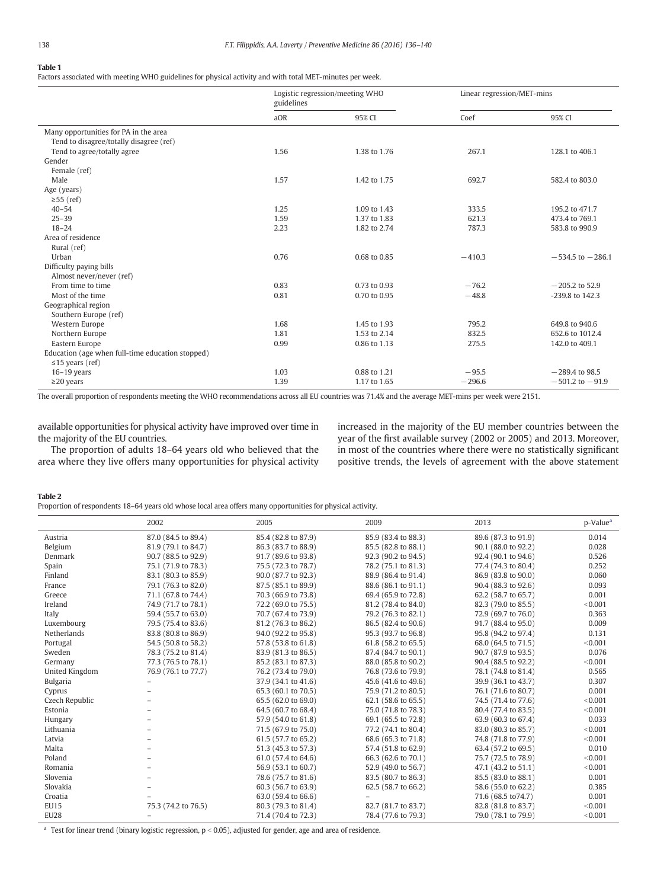**Table 1**
Factors associated with meeting WHO guidelines for physical activity and with total MET-minutes per week.

| | Logistic regression/meeting WHO guidelines | | Linear regression/MET-mins | |
|---|---|---|---|---|
| | aOR | 95% CI | Coef | 95% CI |
| Many opportunities for PA in the area | | | | |
| Tend to disagree/totally disagree (ref) | | | | |
| Tend to agree/totally agree | 1.56 | 1.38 to 1.76 | 267.1 | 128.1 to 406.1 |
| Gender | | | | |
| Female (ref) | | | | |
| Male | 1.57 | 1.42 to 1.75 | 692.7 | 582.4 to 803.0 |
| Age (years) | | | | |
| ≥55 (ref) | | | | |
| 40–54 | 1.25 | 1.09 to 1.43 | 333.5 | 195.2 to 471.7 |
| 25–39 | 1.59 | 1.37 to 1.83 | 621.3 | 473.4 to 769.1 |
| 18–24 | 2.23 | 1.82 to 2.74 | 787.3 | 583.8 to 990.9 |
| Area of residence | | | | |
| Rural (ref) | | | | |
| Urban | 0.76 | 0.68 to 0.85 | −410.3 | −534.5 to −286.1 |
| Difficulty paying bills | | | | |
| Almost never/never (ref) | | | | |
| From time to time | 0.83 | 0.73 to 0.93 | −76.2 | −205.2 to 52.9 |
| Most of the time | 0.81 | 0.70 to 0.95 | −48.8 | -239.8 to 142.3 |
| Geographical region | | | | |
| Southern Europe (ref) | | | | |
| Western Europe | 1.68 | 1.45 to 1.93 | 795.2 | 649.8 to 940.6 |
| Northern Europe | 1.81 | 1.53 to 2.14 | 832.5 | 652.6 to 1012.4 |
| Eastern Europe | 0.99 | 0.86 to 1.13 | 275.5 | 142.0 to 409.1 |
| Education (age when full-time education stopped) | | | | |
| ≤15 years (ref) | | | | |
| 16–19 years | 1.03 | 0.88 to 1.21 | −95.5 | −289.4 to 98.5 |
| ≥20 years | 1.39 | 1.17 to 1.65 | −296.6 | −501.2 to −91.9 |

The overall proportion of respondents meeting the WHO recommendations across all EU countries was 71.4% and the average MET-mins per week were 2151.

available opportunities for physical activity have improved over time in the majority of the EU countries.

The proportion of adults 18–64 years old who believed that the area where they live offers many opportunities for physical activity increased in the majority of the EU member countries between the year of the first available survey (2002 or 2005) and 2013. Moreover, in most of the countries where there were no statistically significant positive trends, the levels of agreement with the above statement

**Table 2**
Proportion of respondents 18–64 years old whose local area offers many opportunities for physical activity.

| | 2002 | 2005 | 2009 | 2013 | p-Value[a] |
|---|---|---|---|---|---|
| Austria | 87.0 (84.5 to 89.4) | 85.4 (82.8 to 87.9) | 85.9 (83.4 to 88.3) | 89.6 (87.3 to 91.9) | 0.014 |
| Belgium | 81.9 (79.1 to 84.7) | 86.3 (83.7 to 88.9) | 85.5 (82.8 to 88.1) | 90.1 (88.0 to 92.2) | 0.028 |
| Denmark | 90.7 (88.5 to 92.9) | 91.7 (89.6 to 93.8) | 92.3 (90.2 to 94.5) | 92.4 (90.1 to 94.6) | 0.526 |
| Spain | 75.1 (71.9 to 78.3) | 75.5 (72.3 to 78.7) | 78.2 (75.1 to 81.3) | 77.4 (74.3 to 80.4) | 0.252 |
| Finland | 83.1 (80.3 to 85.9) | 90.0 (87.7 to 92.3) | 88.9 (86.4 to 91.4) | 86.9 (83.8 to 90.0) | 0.060 |
| France | 79.1 (76.3 to 82.0) | 87.5 (85.1 to 89.9) | 88.6 (86.1 to 91.1) | 90.4 (88.3 to 92.6) | 0.093 |
| Greece | 71.1 (67.8 to 74.4) | 70.3 (66.9 to 73.8) | 69.4 (65.9 to 72.8) | 62.2 (58.7 to 65.7) | 0.001 |
| Ireland | 74.9 (71.7 to 78.1) | 72.2 (69.0 to 75.5) | 81.2 (78.4 to 84.0) | 82.3 (79.0 to 85.5) | <0.001 |
| Italy | 59.4 (55.7 to 63.0) | 70.7 (67.4 to 73.9) | 79.2 (76.3 to 82.1) | 72.9 (69.7 to 76.0) | 0.363 |
| Luxembourg | 79.5 (75.4 to 83.6) | 81.2 (76.3 to 86.2) | 86.5 (82.4 to 90.6) | 91.7 (88.4 to 95.0) | 0.009 |
| Netherlands | 83.8 (80.8 to 86.9) | 94.0 (92.2 to 95.8) | 95.3 (93.7 to 96.8) | 95.8 (94.2 to 97.4) | 0.131 |
| Portugal | 54.5 (50.8 to 58.2) | 57.8 (53.8 to 61.8) | 61.8 (58.2 to 65.5) | 68.0 (64.5 to 71.5) | <0.001 |
| Sweden | 78.3 (75.2 to 81.4) | 83.9 (81.3 to 86.5) | 87.4 (84.7 to 90.1) | 90.7 (87.9 to 93.5) | 0.076 |
| Germany | 77.3 (76.5 to 78.1) | 85.2 (83.1 to 87.3) | 88.0 (85.8 to 90.2) | 90.4 (88.5 to 92.2) | <0.001 |
| United Kingdom | 76.9 (76.1 to 77.7) | 76.2 (73.4 to 79.0) | 76.8 (73.6 to 79.9) | 78.1 (74.8 to 81.4) | 0.565 |
| Bulgaria | – | 37.9 (34.1 to 41.6) | 45.6 (41.6 to 49.6) | 39.9 (36.1 to 43.7) | 0.307 |
| Cyprus | – | 65.3 (60.1 to 70.5) | 75.9 (71.2 to 80.5) | 76.1 (71.6 to 80.7) | 0.001 |
| Czech Republic | – | 65.5 (62.0 to 69.0) | 62.1 (58.6 to 65.5) | 74.5 (71.4 to 77.6) | <0.001 |
| Estonia | – | 64.5 (60.7 to 68.4) | 75.0 (71.8 to 78.3) | 80.4 (77.4 to 83.5) | <0.001 |
| Hungary | – | 57.9 (54.0 to 61.8) | 69.1 (65.5 to 72.8) | 63.9 (60.3 to 67.4) | 0.033 |
| Lithuania | – | 71.5 (67.9 to 75.0) | 77.2 (74.1 to 80.4) | 83.0 (80.3 to 85.7) | <0.001 |
| Latvia | – | 61.5 (57.7 to 65.2) | 68.6 (65.3 to 71.8) | 74.8 (71.8 to 77.9) | <0.001 |
| Malta | – | 51.3 (45.3 to 57.3) | 57.4 (51.8 to 62.9) | 63.4 (57.2 to 69.5) | 0.010 |
| Poland | – | 61.0 (57.4 to 64.6) | 66.3 (62.6 to 70.1) | 75.7 (72.5 to 78.9) | <0.001 |
| Romania | – | 56.9 (53.1 to 60.7) | 52.9 (49.0 to 56.7) | 47.1 (43.2 to 51.1) | <0.001 |
| Slovenia | – | 78.6 (75.7 to 81.6) | 83.5 (80.7 to 86.3) | 85.5 (83.0 to 88.1) | 0.001 |
| Slovakia | – | 60.3 (56.7 to 63.9) | 62.5 (58.7 to 66.2) | 58.6 (55.0 to 62.2) | 0.385 |
| Croatia | – | 63.0 (59.4 to 66.6) | – | 71.6 (68.5 to74.7) | 0.001 |
| EU15 | 75.3 (74.2 to 76.5) | 80.3 (79.3 to 81.4) | 82.7 (81.7 to 83.7) | 82.8 (81.8 to 83.7) | <0.001 |
| EU28 | – | 71.4 (70.4 to 72.3) | 78.4 (77.6 to 79.3) | 79.0 (78.1 to 79.9) | <0.001 |

[a] Test for linear trend (binary logistic regression, $p < 0.05$), adjusted for gender, age and area of residence.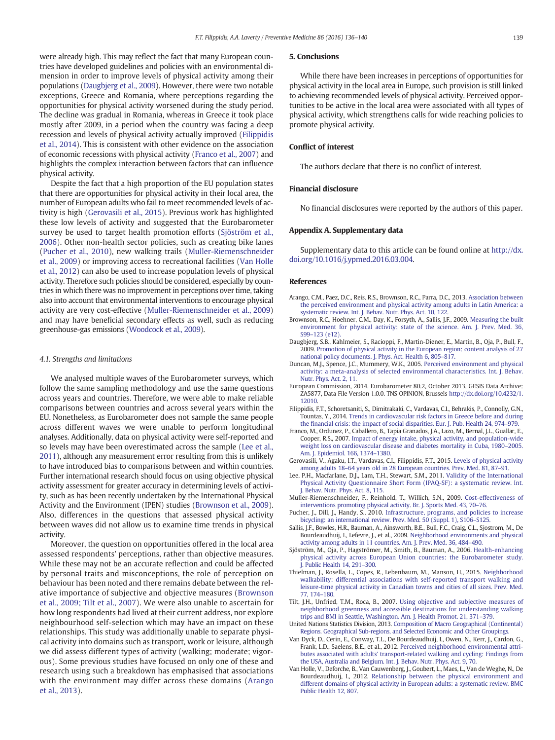were already high. This may reflect the fact that many European countries have developed guidelines and policies with an environmental dimension in order to improve levels of physical activity among their populations (Daugbjerg et al., 2009). However, there were two notable exceptions, Greece and Romania, where perceptions regarding the opportunities for physical activity worsened during the study period. The decline was gradual in Romania, whereas in Greece it took place mostly after 2009, in a period when the country was facing a deep recession and levels of physical activity actually improved (Filippidis et al., 2014). This is consistent with other evidence on the association of economic recessions with physical activity (Franco et al., 2007) and highlights the complex interaction between factors that can influence physical activity.

Despite the fact that a high proportion of the EU population states that there are opportunities for physical activity in their local area, the number of European adults who fail to meet recommended levels of activity is high (Gerovasili et al., 2015). Previous work has highlighted these low levels of activity and suggested that the Eurobarometer survey be used to target health promotion efforts (Sjöström et al., 2006). Other non-health sector policies, such as creating bike lanes (Pucher et al., 2010), new walking trails (Muller-Riemenschneider et al., 2009) or improving access to recreational facilities (Van Holle et al., 2012) can also be used to increase population levels of physical activity. Therefore such policies should be considered, especially by countries in which there was no improvement in perceptions over time, taking also into account that environmental interventions to encourage physical activity are very cost-effective (Muller-Riemenschneider et al., 2009) and may have beneficial secondary effects as well, such as reducing greenhouse-gas emissions (Woodcock et al., 2009).

### 4.1. Strengths and limitations

We analysed multiple waves of the Eurobarometer surveys, which follow the same sampling methodology and use the same questions across years and countries. Therefore, we were able to make reliable comparisons between countries and across several years within the EU. Nonetheless, as Eurobarometer does not sample the same people across different waves we were unable to perform longitudinal analyses. Additionally, data on physical activity were self-reported and so levels may have been overestimated across the sample (Lee et al., 2011), although any measurement error resulting from this is unlikely to have introduced bias to comparisons between and within countries. Further international research should focus on using objective physical activity assessment for greater accuracy in determining levels of activity, such as has been recently undertaken by the International Physical Activity and the Environment (IPEN) studies (Brownson et al., 2009). Also, differences in the questions that assessed physical activity between waves did not allow us to examine time trends in physical activity.

Moreover, the question on opportunities offered in the local area assessed respondents' perceptions, rather than objective measures. While these may not be an accurate reflection and could be affected by personal traits and misconceptions, the role of perception on behaviour has been noted and there remains debate between the relative importance of subjective and objective measures (Brownson et al., 2009; Tilt et al., 2007). We were also unable to ascertain for how long respondents had lived at their current address, nor explore neighbourhood self-selection which may have an impact on these relationships. This study was additionally unable to separate physical activity into domains such as transport, work or leisure, although we did assess different types of activity (walking; moderate; vigorous). Some previous studies have focused on only one of these and research using such a breakdown has emphasised that associations with the environment may differ across these domains (Arango et al., 2013).

## 5. Conclusions

While there have been increases in perceptions of opportunities for physical activity in the local area in Europe, such provision is still linked to achieving recommended levels of physical activity. Perceived opportunities to be active in the local area were associated with all types of physical activity, which strengthens calls for wide reaching policies to promote physical activity.

## Conflict of interest

The authors declare that there is no conflict of interest.

## Financial disclosure

No financial disclosures were reported by the authors of this paper.

## Appendix A. Supplementary data

Supplementary data to this article can be found online at http://dx.doi.org/10.1016/j.ypmed.2016.03.004.

## References

Arango, C.M., Paez, D.C., Reis, R.S., Brownson, R.C., Parra, D.C., 2013. Association between the perceived environment and physical activity among adults in Latin America: a systematic review. Int. J. Behav. Nutr. Phys. Act. 10, 122.

Brownson, R.C., Hoehner, C.M., Day, K., Forsyth, A., Sallis, J.F., 2009. Measuring the built environment for physical activity: state of the science. Am. J. Prev. Med. 36, S99–123 (e12).

Daugbjerg, S.B., Kahlmeier, S., Racioppi, F., Martin-Diener, E., Martin, B., Oja, P., Bull, F., 2009. Promotion of physical activity in the European region: content analysis of 27 national policy documents. J. Phys. Act. Health 6, 805–817.

Duncan, M.J., Spence, J.C., Mummery, W.K., 2005. Perceived environment and physical activity: a meta-analysis of selected environmental characteristics. Int. J. Behav. Nutr. Phys. Act. 2, 11.

European Commission, 2014. Eurobarometer 80.2, October 2013. GESIS Data Archive: ZA5877, Data File Version 1.0.0. TNS OPINION, Brussels http://dx.doi.org/10.4232/1.12010.

Filippidis, F.T., Schoretsaniti, S., Dimitrakaki, C., Vardavas, C.I., Behrakis, P., Connolly, G.N., Tountas, Y., 2014. Trends in cardiovascular risk factors in Greece before and during the financial crisis: the impact of social disparities. Eur. J. Pub. Health 24, 974–979.

Franco, M., Ordunez, P., Caballero, B., Tapia Granados, J.A., Lazo, M., Bernal, J.L., Guallar, E., Cooper, R.S., 2007. Impact of energy intake, physical activity, and population-wide weight loss on cardiovascular disease and diabetes mortality in Cuba, 1980–2005. Am. J. Epidemiol. 166, 1374–1380.

Gerovasili, V., Agaku, I.T., Vardavas, C.I., Filippidis, F.T., 2015. Levels of physical activity among adults 18–64 years old in 28 European countries. Prev. Med. 81, 87–91.

Lee, P.H., Macfarlane, D.J., Lam, T.H., Stewart, S.M., 2011. Validity of the International Physical Activity Questionnaire Short Form (IPAQ-SF): a systematic review. Int. J. Behav. Nutr. Phys. Act. 8, 115.

Muller-Riemenschneider, F., Reinhold, T., Willich, S.N., 2009. Cost-effectiveness of interventions promoting physical activity. Br. J. Sports Med. 43, 70–76.

Pucher, J., Dill, J., Handy, S., 2010. Infrastructure, programs, and policies to increase bicycling: an international review. Prev. Med. 50 (Suppl. 1), S106–S125.

Sallis, J.F., Bowles, H.R., Bauman, A., Ainsworth, B.E., Bull, F.C., Craig, C.L., Sjostrom, M., De Bourdeaudhuij, I., Lefevre, J., et al., 2009. Neighborhood environments and physical activity among adults in 11 countries. Am. J. Prev. Med. 36, 484–490.

Sjöström, M., Oja, P., Hagströmer, M., Smith, B., Bauman, A., 2006. Health-enhancing physical activity across European Union countries: the Eurobarometer study. J. Public Health 14, 291–300.

Thielman, J., Rosella, L., Copes, R., Lebenbaum, M., Manson, H., 2015. Neighborhood walkability: differential associations with self-reported transport walking and leisure-time physical activity in Canadian towns and cities of all sizes. Prev. Med. 77, 174–180.

Tilt, J.H., Unfried, T.M., Roca, B., 2007. Using objective and subjective measures of neighborhood greenness and accessible destinations for understanding walking trips and BMI in Seattle, Washington. Am. J. Health Promot. 21, 371–379.

United Nations Statistics Division, 2013. Composition of Macro Geographical (Continental) Regions, Geographical Sub-regions, and Selected Economic and Other Groupings.

Van Dyck, D., Cerin, E., Conway, T.L., De Bourdeaudhuij, I., Owen, N., Kerr, J., Cardon, G., Frank, L.D., Saelens, B.E., et al., 2012. Perceived neighborhood environmental attributes associated with adults' transport-related walking and cycling: Findings from the USA, Australia and Belgium. Int. J. Behav. Nutr. Phys. Act. 9, 70.

Van Holle, V., Deforche, B., Van Cauwenberg, J., Goubert, L., Maes, L., Van de Weghe, N., De Bourdeaudhuij, I., 2012. Relationship between the physical environment and different domains of physical activity in European adults: a systematic review. BMC Public Health 12, 807.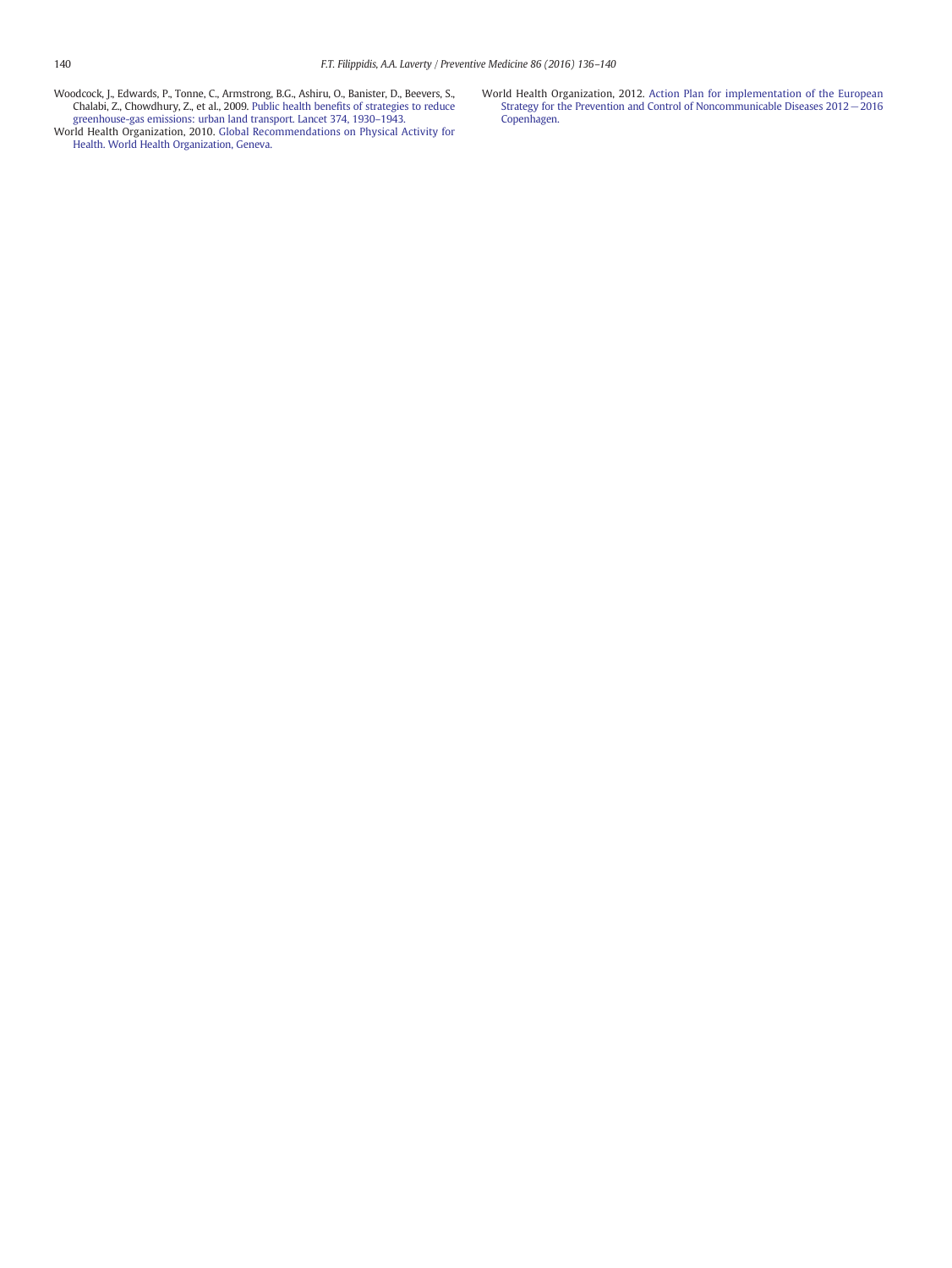Woodcock, J., Edwards, P., Tonne, C., Armstrong, B.G., Ashiru, O., Banister, D., Beevers, S., Chalabi, Z., Chowdhury, Z., et al., 2009. Public health benefits of strategies to reduce greenhouse-gas emissions: urban land transport. Lancet 374, 1930–1943.

World Health Organization, 2010. Global Recommendations on Physical Activity for Health. World Health Organization, Geneva.

World Health Organization, 2012. Action Plan for implementation of the European Strategy for the Prevention and Control of Noncommunicable Diseases 2012 — 2016 Copenhagen.